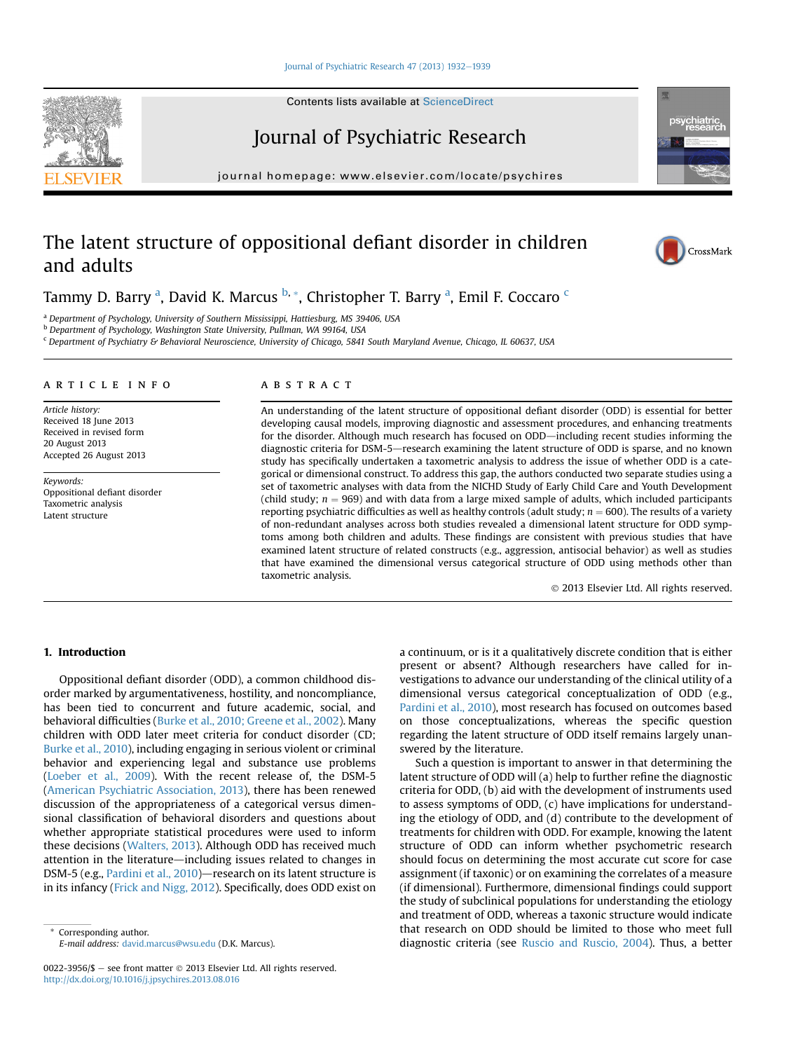# The latent structure of oppositional defiant disorder in children and adults

Tammy D. Barry [a], David K. Marcus [b,*], Christopher T. Barry [a], Emil F. Coccaro [c]

[a] Department of Psychology, University of Southern Mississippi, Hattiesburg, MS 39406, USA
[b] Department of Psychology, Washington State University, Pullman, WA 99164, USA
[c] Department of Psychiatry & Behavioral Neuroscience, University of Chicago, 5841 South Maryland Avenue, Chicago, IL 60637, USA

## ARTICLE INFO

*Article history:*
Received 18 June 2013
Received in revised form 20 August 2013
Accepted 26 August 2013

*Keywords:*
Oppositional defiant disorder
Taxometric analysis
Latent structure

## ABSTRACT

An understanding of the latent structure of oppositional defiant disorder (ODD) is essential for better developing causal models, improving diagnostic and assessment procedures, and enhancing treatments for the disorder. Although much research has focused on ODD—including recent studies informing the diagnostic criteria for DSM-5—research examining the latent structure of ODD is sparse, and no known study has specifically undertaken a taxometric analysis to address the issue of whether ODD is a categorical or dimensional construct. To address this gap, the authors conducted two separate studies using a set of taxometric analyses with data from the NICHD Study of Early Child Care and Youth Development (child study; $n = 969$) and with data from a large mixed sample of adults, which included participants reporting psychiatric difficulties as well as healthy controls (adult study; $n = 600$). The results of a variety of non-redundant analyses across both studies revealed a dimensional latent structure for ODD symptoms among both children and adults. These findings are consistent with previous studies that have examined latent structure of related constructs (e.g., aggression, antisocial behavior) as well as studies that have examined the dimensional versus categorical structure of ODD using methods other than taxometric analysis.

© 2013 Elsevier Ltd. All rights reserved.

## 1. Introduction

Oppositional defiant disorder (ODD), a common childhood disorder marked by argumentativeness, hostility, and noncompliance, has been tied to concurrent and future academic, social, and behavioral difficulties (Burke et al., 2010; Greene et al., 2002). Many children with ODD later meet criteria for conduct disorder (CD; Burke et al., 2010), including engaging in serious violent or criminal behavior and experiencing legal and substance use problems (Loeber et al., 2009). With the recent release of, the DSM-5 (American Psychiatric Association, 2013), there has been renewed discussion of the appropriateness of a categorical versus dimensional classification of behavioral disorders and questions about whether appropriate statistical procedures were used to inform these decisions (Walters, 2013). Although ODD has received much attention in the literature—including issues related to changes in DSM-5 (e.g., Pardini et al., 2010)—research on its latent structure is in its infancy (Frick and Nigg, 2012). Specifically, does ODD exist on a continuum, or is it a qualitatively discrete condition that is either present or absent? Although researchers have called for investigations to advance our understanding of the clinical utility of a dimensional versus categorical conceptualization of ODD (e.g., Pardini et al., 2010), most research has focused on outcomes based on those conceptualizations, whereas the specific question regarding the latent structure of ODD itself remains largely unanswered by the literature.

Such a question is important to answer in that determining the latent structure of ODD will (a) help to further refine the diagnostic criteria for ODD, (b) aid with the development of instruments used to assess symptoms of ODD, (c) have implications for understanding the etiology of ODD, and (d) contribute to the development of treatments for children with ODD. For example, knowing the latent structure of ODD can inform whether psychometric research should focus on determining the most accurate cut score for case assignment (if taxonic) or on examining the correlates of a measure (if dimensional). Furthermore, dimensional findings could support the study of subclinical populations for understanding the etiology and treatment of ODD, whereas a taxonic structure would indicate that research on ODD should be limited to those who meet full diagnostic criteria (see Ruscio and Ruscio, 2004). Thus, a better

\* Corresponding author.
E-mail address: david.marcus@wsu.edu (D.K. Marcus).

0022-3956/$ – see front matter © 2013 Elsevier Ltd. All rights reserved.
http://dx.doi.org/10.1016/j.jpsychires.2013.08.016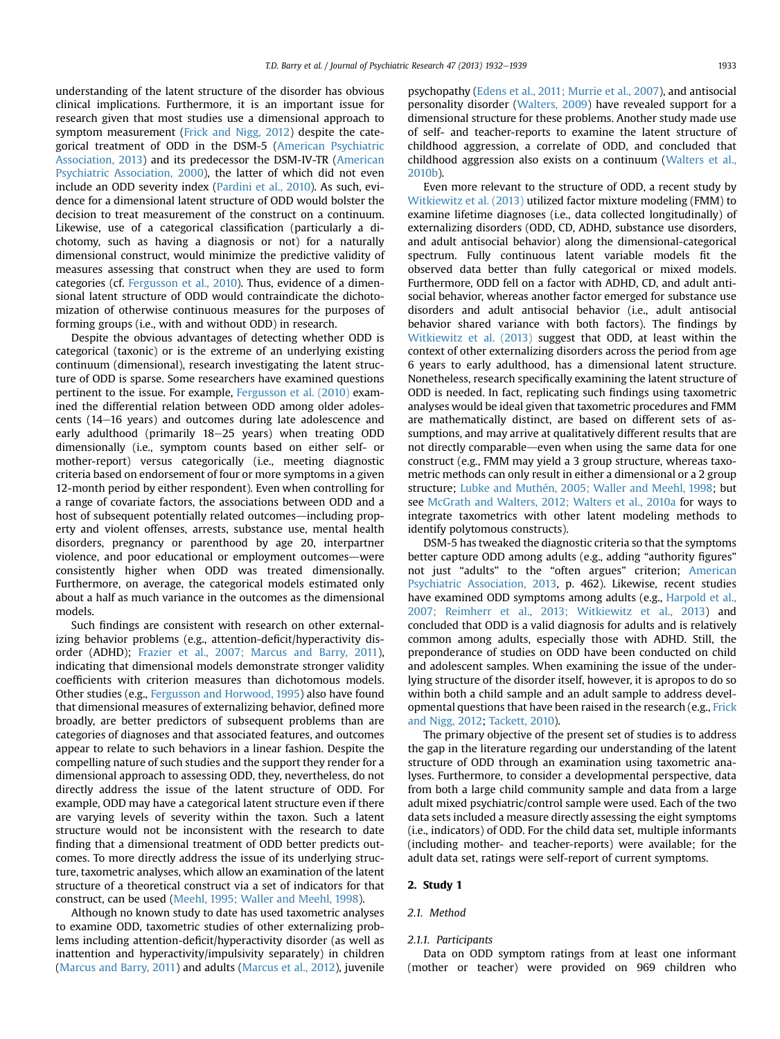understanding of the latent structure of the disorder has obvious clinical implications. Furthermore, it is an important issue for research given that most studies use a dimensional approach to symptom measurement (Frick and Nigg, 2012) despite the categorical treatment of ODD in the DSM-5 (American Psychiatric Association, 2013) and its predecessor the DSM-IV-TR (American Psychiatric Association, 2000), the latter of which did not even include an ODD severity index (Pardini et al., 2010). As such, evidence for a dimensional latent structure of ODD would bolster the decision to treat measurement of the construct on a continuum. Likewise, use of a categorical classification (particularly a dichotomy, such as having a diagnosis or not) for a naturally dimensional construct, would minimize the predictive validity of measures assessing that construct when they are used to form categories (cf. Fergusson et al., 2010). Thus, evidence of a dimensional latent structure of ODD would contraindicate the dichotomization of otherwise continuous measures for the purposes of forming groups (i.e., with and without ODD) in research.

Despite the obvious advantages of detecting whether ODD is categorical (taxonic) or is the extreme of an underlying existing continuum (dimensional), research investigating the latent structure of ODD is sparse. Some researchers have examined questions pertinent to the issue. For example, Fergusson et al. (2010) examined the differential relation between ODD among older adolescents (14–16 years) and outcomes during late adolescence and early adulthood (primarily 18–25 years) when treating ODD dimensionally (i.e., symptom counts based on either self- or mother-report) versus categorically (i.e., meeting diagnostic criteria based on endorsement of four or more symptoms in a given 12-month period by either respondent). Even when controlling for a range of covariate factors, the associations between ODD and a host of subsequent potentially related outcomes—including property and violent offenses, arrests, substance use, mental health disorders, pregnancy or parenthood by age 20, interpartner violence, and poor educational or employment outcomes—were consistently higher when ODD was treated dimensionally. Furthermore, on average, the categorical models estimated only about a half as much variance in the outcomes as the dimensional models.

Such findings are consistent with research on other externalizing behavior problems (e.g., attention-deficit/hyperactivity disorder (ADHD); Frazier et al., 2007; Marcus and Barry, 2011), indicating that dimensional models demonstrate stronger validity coefficients with criterion measures than dichotomous models. Other studies (e.g., Fergusson and Horwood, 1995) also have found that dimensional measures of externalizing behavior, defined more broadly, are better predictors of subsequent problems than are categories of diagnoses and that associated features, and outcomes appear to relate to such behaviors in a linear fashion. Despite the compelling nature of such studies and the support they render for a dimensional approach to assessing ODD, they, nevertheless, do not directly address the issue of the latent structure of ODD. For example, ODD may have a categorical latent structure even if there are varying levels of severity within the taxon. Such a latent structure would not be inconsistent with the research to date finding that a dimensional treatment of ODD better predicts outcomes. To more directly address the issue of its underlying structure, taxometric analyses, which allow an examination of the latent structure of a theoretical construct via a set of indicators for that construct, can be used (Meehl, 1995; Waller and Meehl, 1998).

Although no known study to date has used taxometric analyses to examine ODD, taxometric studies of other externalizing problems including attention-deficit/hyperactivity disorder (as well as inattention and hyperactivity/impulsivity separately) in children (Marcus and Barry, 2011) and adults (Marcus et al., 2012), juvenile psychopathy (Edens et al., 2011; Murrie et al., 2007), and antisocial personality disorder (Walters, 2009) have revealed support for a dimensional structure for these problems. Another study made use of self- and teacher-reports to examine the latent structure of childhood aggression, a correlate of ODD, and concluded that childhood aggression also exists on a continuum (Walters et al., 2010b).

Even more relevant to the structure of ODD, a recent study by Witkiewitz et al. (2013) utilized factor mixture modeling (FMM) to examine lifetime diagnoses (i.e., data collected longitudinally) of externalizing disorders (ODD, CD, ADHD, substance use disorders, and adult antisocial behavior) along the dimensional-categorical spectrum. Fully continuous latent variable models fit the observed data better than fully categorical or mixed models. Furthermore, ODD fell on a factor with ADHD, CD, and adult antisocial behavior, whereas another factor emerged for substance use disorders and adult antisocial behavior (i.e., adult antisocial behavior shared variance with both factors). The findings by Witkiewitz et al. (2013) suggest that ODD, at least within the context of other externalizing disorders across the period from age 6 years to early adulthood, has a dimensional latent structure. Nonetheless, research specifically examining the latent structure of ODD is needed. In fact, replicating such findings using taxometric analyses would be ideal given that taxometric procedures and FMM are mathematically distinct, are based on different sets of assumptions, and may arrive at qualitatively different results that are not directly comparable—even when using the same data for one construct (e.g., FMM may yield a 3 group structure, whereas taxometric methods can only result in either a dimensional or a 2 group structure; Lubke and Muthén, 2005; Waller and Meehl, 1998; but see McGrath and Walters, 2012; Walters et al., 2010a for ways to integrate taxometrics with other latent modeling methods to identify polytomous constructs).

DSM-5 has tweaked the diagnostic criteria so that the symptoms better capture ODD among adults (e.g., adding "authority figures" not just "adults" to the "often argues" criterion; American Psychiatric Association, 2013, p. 462). Likewise, recent studies have examined ODD symptoms among adults (e.g., Harpold et al., 2007; Reimherr et al., 2013; Witkiewitz et al., 2013) and concluded that ODD is a valid diagnosis for adults and is relatively common among adults, especially those with ADHD. Still, the preponderance of studies on ODD have been conducted on child and adolescent samples. When examining the issue of the underlying structure of the disorder itself, however, it is apropos to do so within both a child sample and an adult sample to address developmental questions that have been raised in the research (e.g., Frick and Nigg, 2012; Tackett, 2010).

The primary objective of the present set of studies is to address the gap in the literature regarding our understanding of the latent structure of ODD through an examination using taxometric analyses. Furthermore, to consider a developmental perspective, data from both a large child community sample and data from a large adult mixed psychiatric/control sample were used. Each of the two data sets included a measure directly assessing the eight symptoms (i.e., indicators) of ODD. For the child data set, multiple informants (including mother- and teacher-reports) were available; for the adult data set, ratings were self-report of current symptoms.

## 2. Study 1

### 2.1. Method

#### 2.1.1. Participants

Data on ODD symptom ratings from at least one informant (mother or teacher) were provided on 969 children who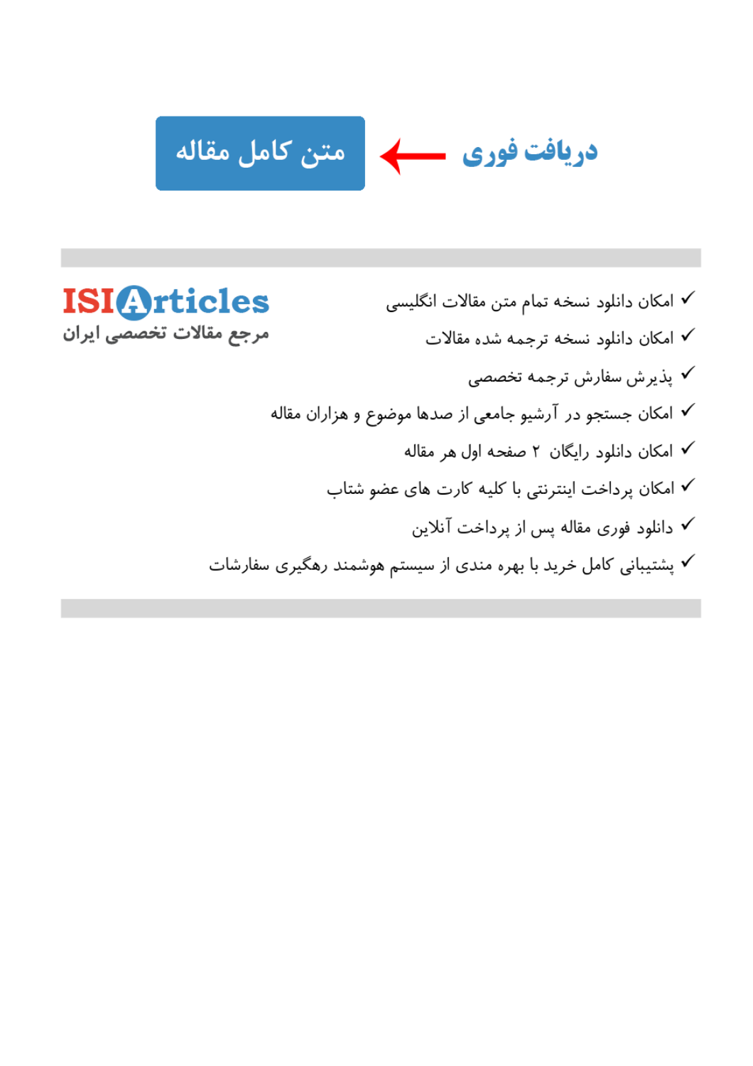دریافت فوری ← **متن کامل مقاله**

**ISIArticles**
مرجع مقالات تخصصی ایران

- ✓ امکان دانلود نسخه تمام متن مقالات انگلیسی
- ✓ امکان دانلود نسخه ترجمه شده مقالات
- ✓ پذیرش سفارش ترجمه تخصصی
- ✓ امکان جستجو در آرشیو جامعی از صدها موضوع و هزاران مقاله
- ✓ امکان دانلود رایگان ۲ صفحه اول هر مقاله
- ✓ امکان پرداخت اینترنتی با کلیه کارت های عضو شتاب
- ✓ دانلود فوری مقاله پس از پرداخت آنلاین
- ✓ پشتیبانی کامل خرید با بهره مندی از سیستم هوشمند رهگیری سفارشات